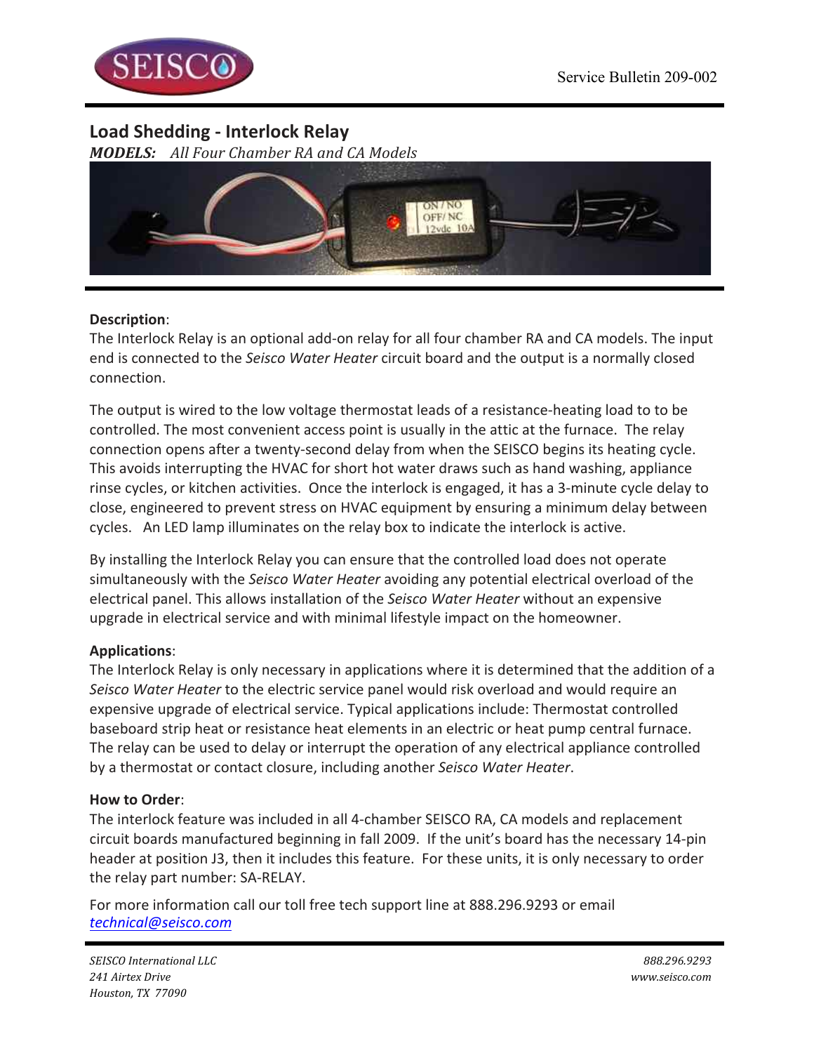Service Bulletin 209-002

# Load Shedding - Interlock Relay

***MODELS:*** *All Four Chamber RA and CA Models*

**Description**:
The Interlock Relay is an optional add-on relay for all four chamber RA and CA models. The input end is connected to the *Seisco Water Heater* circuit board and the output is a normally closed connection.

The output is wired to the low voltage thermostat leads of a resistance-heating load to to be controlled. The most convenient access point is usually in the attic at the furnace. The relay connection opens after a twenty-second delay from when the SEISCO begins its heating cycle. This avoids interrupting the HVAC for short hot water draws such as hand washing, appliance rinse cycles, or kitchen activities. Once the interlock is engaged, it has a 3-minute cycle delay to close, engineered to prevent stress on HVAC equipment by ensuring a minimum delay between cycles. An LED lamp illuminates on the relay box to indicate the interlock is active.

By installing the Interlock Relay you can ensure that the controlled load does not operate simultaneously with the *Seisco Water Heater* avoiding any potential electrical overload of the electrical panel. This allows installation of the *Seisco Water Heater* without an expensive upgrade in electrical service and with minimal lifestyle impact on the homeowner.

**Applications**:
The Interlock Relay is only necessary in applications where it is determined that the addition of a *Seisco Water Heater* to the electric service panel would risk overload and would require an expensive upgrade of electrical service. Typical applications include: Thermostat controlled baseboard strip heat or resistance heat elements in an electric or heat pump central furnace. The relay can be used to delay or interrupt the operation of any electrical appliance controlled by a thermostat or contact closure, including another *Seisco Water Heater*.

**How to Order**:
The interlock feature was included in all 4-chamber SEISCO RA, CA models and replacement circuit boards manufactured beginning in fall 2009. If the unit's board has the necessary 14-pin header at position J3, then it includes this feature. For these units, it is only necessary to order the relay part number: SA-RELAY.

For more information call our toll free tech support line at 888.296.9293 or email [technical@seisco.com](mailto:technical@seisco.com)

*SEISCO International LLC*
*241 Airtex Drive*
*Houston, TX 77090*

*888.296.9293*
*www.seisco.com*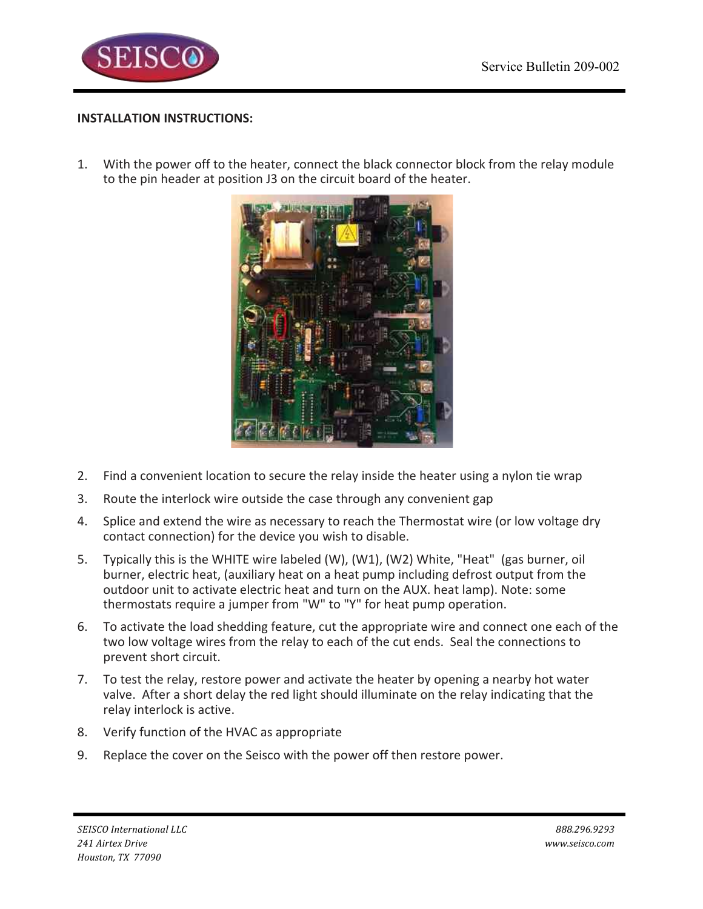**INSTALLATION INSTRUCTIONS:**

1. With the power off to the heater, connect the black connector block from the relay module to the pin header at position J3 on the circuit board of the heater.
2. Find a convenient location to secure the relay inside the heater using a nylon tie wrap
3. Route the interlock wire outside the case through any convenient gap
4. Splice and extend the wire as necessary to reach the Thermostat wire (or low voltage dry contact connection) for the device you wish to disable.
5. Typically this is the WHITE wire labeled (W), (W1), (W2) White, "Heat" (gas burner, oil burner, electric heat, (auxiliary heat on a heat pump including defrost output from the outdoor unit to activate electric heat and turn on the AUX. heat lamp). Note: some thermostats require a jumper from "W" to "Y" for heat pump operation.
6. To activate the load shedding feature, cut the appropriate wire and connect one each of the two low voltage wires from the relay to each of the cut ends. Seal the connections to prevent short circuit.
7. To test the relay, restore power and activate the heater by opening a nearby hot water valve. After a short delay the red light should illuminate on the relay indicating that the relay interlock is active.
8. Verify function of the HVAC as appropriate
9. Replace the cover on the Seisco with the power off then restore power.